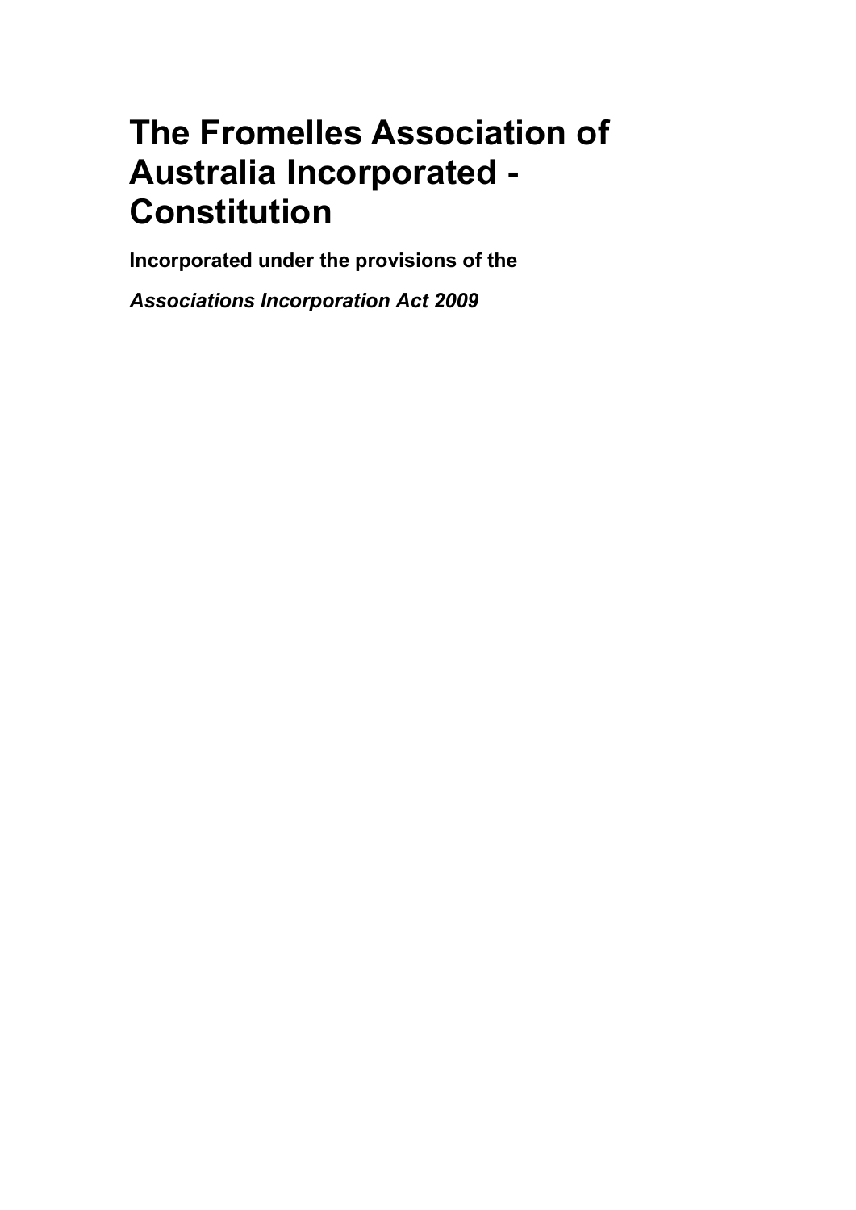# The Fromelles Association of Australia Incorporated - Constitution

**Incorporated under the provisions of the**

***Associations Incorporation Act 2009***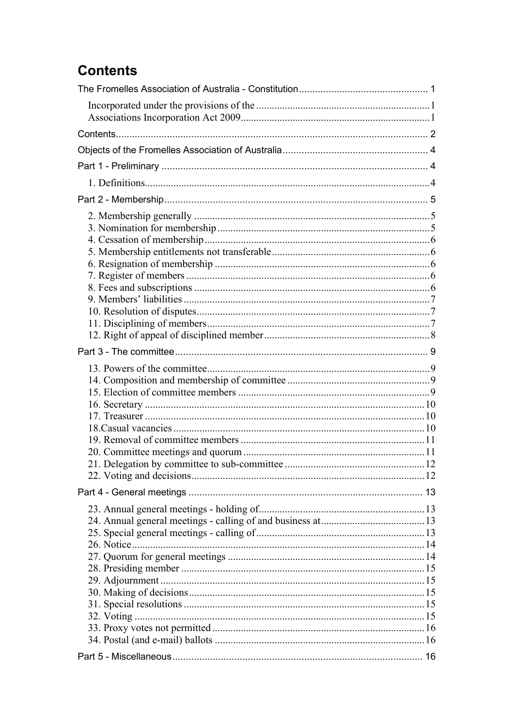# Contents

The Fromelles Association of Australia - Constitution ................................................ 1

- Incorporated under the provisions of the ..................................................................1
- Associations Incorporation Act 2009........................................................................1

Contents...................................................................................................................... 2

Objects of the Fromelles Association of Australia ....................................................... 4

Part 1 - Preliminary ..................................................................................................... 4

- 1. Definitions............................................................................................................4

Part 2 - Membership.................................................................................................... 5

- 2. Membership generally ..........................................................................................5
- 3. Nomination for membership .................................................................................5
- 4. Cessation of membership......................................................................................6
- 5. Membership entitlements not transferable ............................................................6
- 6. Resignation of membership ..................................................................................6
- 7. Register of members .............................................................................................6
- 8. Fees and subscriptions ..........................................................................................6
- 9. Members' liabilities ..............................................................................................7
- 10. Resolution of disputes .........................................................................................7
- 11. Disciplining of members.....................................................................................7
- 12. Right of appeal of disciplined member ................................................................8

Part 3 - The committee................................................................................................ 9

- 13. Powers of the committee.....................................................................................9
- 14. Composition and membership of committee .......................................................9
- 15. Election of committee members .........................................................................9
- 16. Secretary ...........................................................................................................10
- 17. Treasurer ...........................................................................................................10
- 18.Casual vacancies ................................................................................................10
- 19. Removal of committee members .......................................................................11
- 20. Committee meetings and quorum ......................................................................11
- 21. Delegation by committee to sub-committee ......................................................12
- 22. Voting and decisions.........................................................................................12

Part 4 - General meetings ......................................................................................... 13

- 23. Annual general meetings - holding of................................................................13
- 24. Annual general meetings - calling of and business at........................................13
- 25. Special general meetings - calling of.................................................................13
- 26. Notice................................................................................................................14
- 27. Quorum for general meetings ............................................................................14
- 28. Presiding member .............................................................................................15
- 29. Adjournment .....................................................................................................15
- 30. Making of decisions...........................................................................................15
- 31. Special resolutions ............................................................................................15
- 32. Voting ...............................................................................................................15
- 33. Proxy votes not permitted .................................................................................16
- 34. Postal (and e-mail) ballots ................................................................................16

Part 5 - Miscellaneous............................................................................................... 16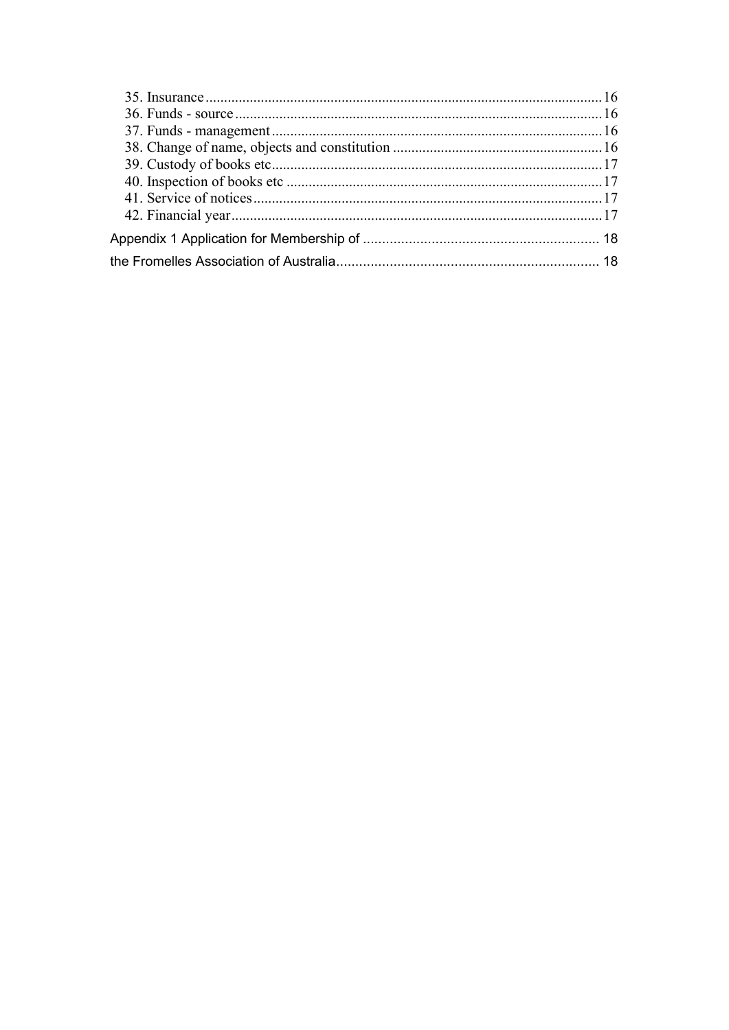35. Insurance .......................................................................................................... 16
36. Funds - source .................................................................................................. 16
37. Funds - management ........................................................................................ 16
38. Change of name, objects and constitution ........................................................ 16
39. Custody of books etc ........................................................................................ 17
40. Inspection of books etc .................................................................................... 17
41. Service of notices ............................................................................................. 17
42. Financial year .................................................................................................... 17

Appendix 1 Application for Membership of ............................................................... 18

the Fromelles Association of Australia ...................................................................... 18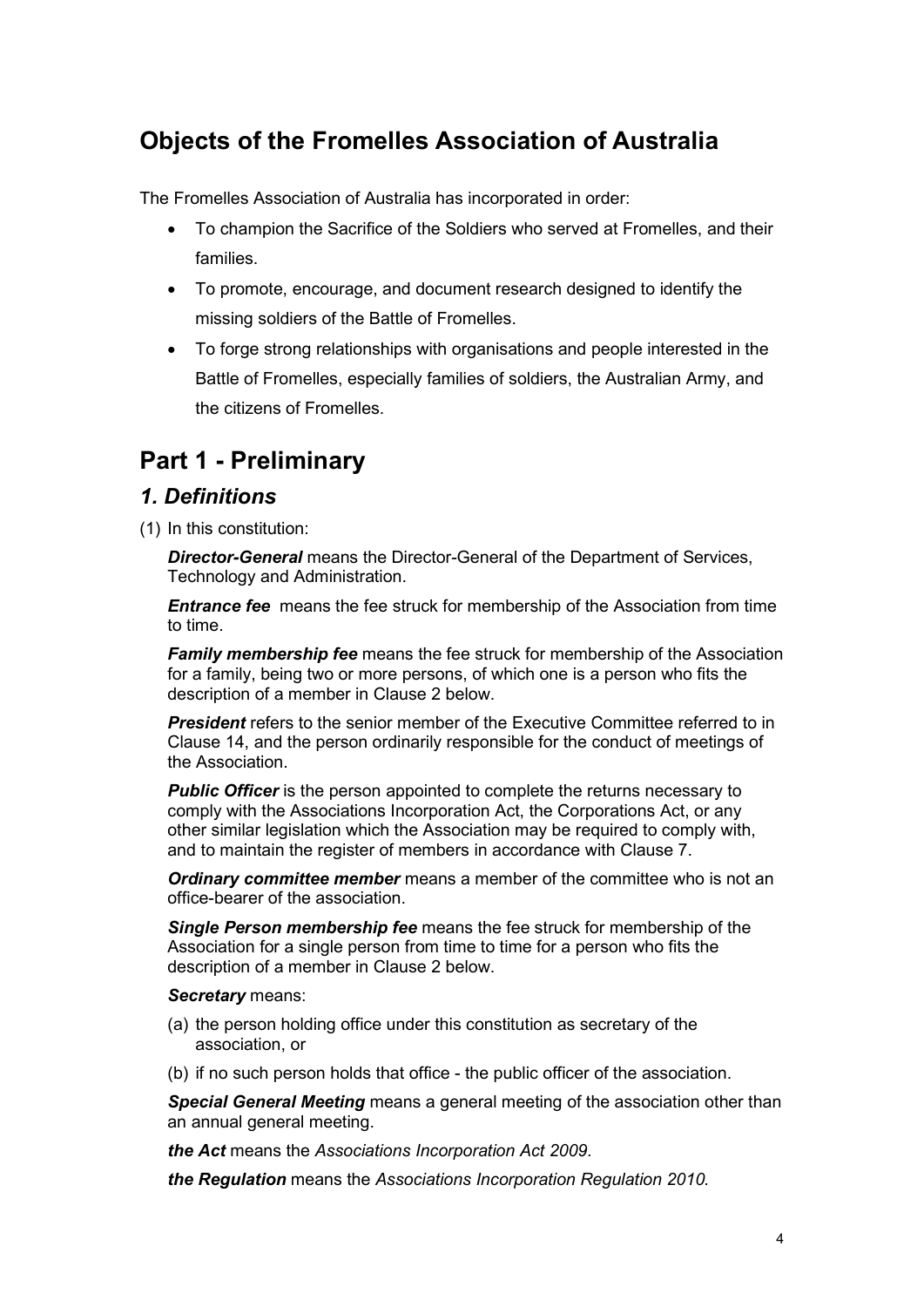## Objects of the Fromelles Association of Australia

The Fromelles Association of Australia has incorporated in order:

- To champion the Sacrifice of the Soldiers who served at Fromelles, and their families.
- To promote, encourage, and document research designed to identify the missing soldiers of the Battle of Fromelles.
- To forge strong relationships with organisations and people interested in the Battle of Fromelles, especially families of soldiers, the Australian Army, and the citizens of Fromelles.

## Part 1 - Preliminary

### *1. Definitions*

(1) In this constitution:

***Director-General*** means the Director-General of the Department of Services, Technology and Administration.

***Entrance fee*** means the fee struck for membership of the Association from time to time.

***Family membership fee*** means the fee struck for membership of the Association for a family, being two or more persons, of which one is a person who fits the description of a member in Clause 2 below.

***President*** refers to the senior member of the Executive Committee referred to in Clause 14, and the person ordinarily responsible for the conduct of meetings of the Association.

***Public Officer*** is the person appointed to complete the returns necessary to comply with the Associations Incorporation Act, the Corporations Act, or any other similar legislation which the Association may be required to comply with, and to maintain the register of members in accordance with Clause 7.

***Ordinary committee member*** means a member of the committee who is not an office-bearer of the association.

***Single Person membership fee*** means the fee struck for membership of the Association for a single person from time to time for a person who fits the description of a member in Clause 2 below.

***Secretary*** means:

(a) the person holding office under this constitution as secretary of the association, or

(b) if no such person holds that office - the public officer of the association.

***Special General Meeting*** means a general meeting of the association other than an annual general meeting.

***the Act*** means the *Associations Incorporation Act 2009*.

***the Regulation*** means the *Associations Incorporation Regulation 2010.*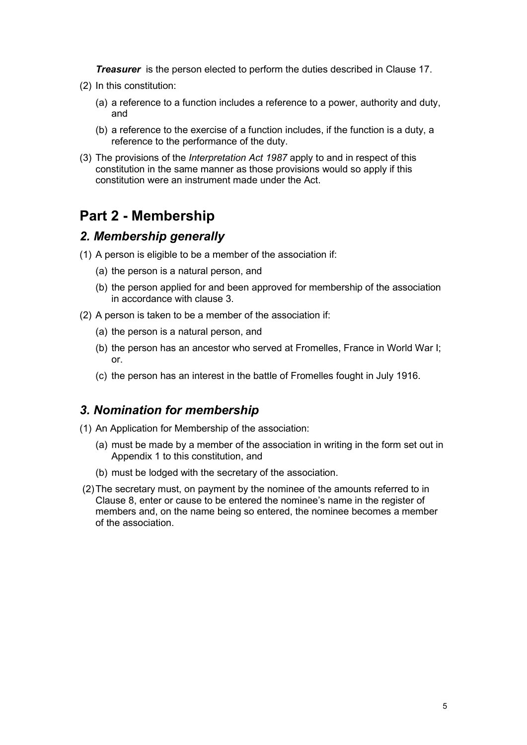***Treasurer*** is the person elected to perform the duties described in Clause 17.

(2) In this constitution:

(a) a reference to a function includes a reference to a power, authority and duty, and

(b) a reference to the exercise of a function includes, if the function is a duty, a reference to the performance of the duty.

(3) The provisions of the *Interpretation Act 1987* apply to and in respect of this constitution in the same manner as those provisions would so apply if this constitution were an instrument made under the Act.

# Part 2 - Membership

## *2. Membership generally*

(1) A person is eligible to be a member of the association if:

(a) the person is a natural person, and

(b) the person applied for and been approved for membership of the association in accordance with clause 3.

(2) A person is taken to be a member of the association if:

(a) the person is a natural person, and

(b) the person has an ancestor who served at Fromelles, France in World War I; or.

(c) the person has an interest in the battle of Fromelles fought in July 1916.

## *3. Nomination for membership*

(1) An Application for Membership of the association:

(a) must be made by a member of the association in writing in the form set out in Appendix 1 to this constitution, and

(b) must be lodged with the secretary of the association.

(2) The secretary must, on payment by the nominee of the amounts referred to in Clause 8, enter or cause to be entered the nominee's name in the register of members and, on the name being so entered, the nominee becomes a member of the association.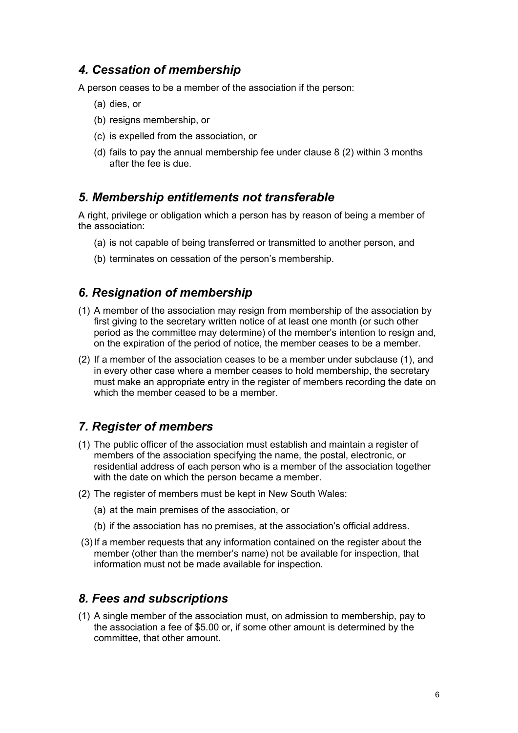## *4. Cessation of membership*

A person ceases to be a member of the association if the person:

(a) dies, or

(b) resigns membership, or

(c) is expelled from the association, or

(d) fails to pay the annual membership fee under clause 8 (2) within 3 months after the fee is due.

## *5. Membership entitlements not transferable*

A right, privilege or obligation which a person has by reason of being a member of the association:

(a) is not capable of being transferred or transmitted to another person, and

(b) terminates on cessation of the person's membership.

## *6. Resignation of membership*

(1) A member of the association may resign from membership of the association by first giving to the secretary written notice of at least one month (or such other period as the committee may determine) of the member's intention to resign and, on the expiration of the period of notice, the member ceases to be a member.

(2) If a member of the association ceases to be a member under subclause (1), and in every other case where a member ceases to hold membership, the secretary must make an appropriate entry in the register of members recording the date on which the member ceased to be a member.

## *7. Register of members*

(1) The public officer of the association must establish and maintain a register of members of the association specifying the name, the postal, electronic, or residential address of each person who is a member of the association together with the date on which the person became a member.

(2) The register of members must be kept in New South Wales:

(a) at the main premises of the association, or

(b) if the association has no premises, at the association's official address.

(3) If a member requests that any information contained on the register about the member (other than the member's name) not be available for inspection, that information must not be made available for inspection.

## *8. Fees and subscriptions*

(1) A single member of the association must, on admission to membership, pay to the association a fee of $5.00 or, if some other amount is determined by the committee, that other amount.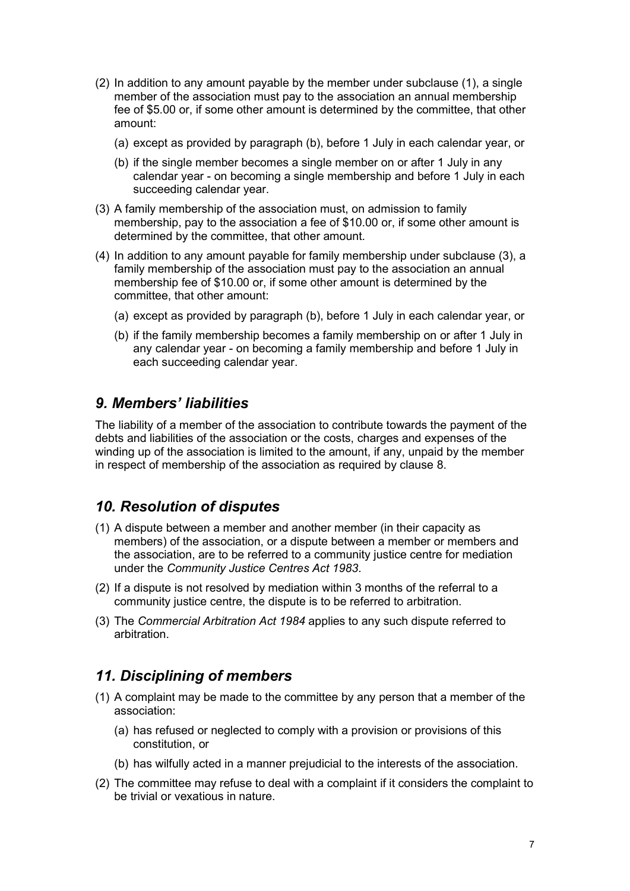(2) In addition to any amount payable by the member under subclause (1), a single member of the association must pay to the association an annual membership fee of $5.00 or, if some other amount is determined by the committee, that other amount:

   (a) except as provided by paragraph (b), before 1 July in each calendar year, or

   (b) if the single member becomes a single member on or after 1 July in any calendar year - on becoming a single membership and before 1 July in each succeeding calendar year.

(3) A family membership of the association must, on admission to family membership, pay to the association a fee of $10.00 or, if some other amount is determined by the committee, that other amount.

(4) In addition to any amount payable for family membership under subclause (3), a family membership of the association must pay to the association an annual membership fee of $10.00 or, if some other amount is determined by the committee, that other amount:

   (a) except as provided by paragraph (b), before 1 July in each calendar year, or

   (b) if the family membership becomes a family membership on or after 1 July in any calendar year - on becoming a family membership and before 1 July in each succeeding calendar year.

## *9. Members' liabilities*

The liability of a member of the association to contribute towards the payment of the debts and liabilities of the association or the costs, charges and expenses of the winding up of the association is limited to the amount, if any, unpaid by the member in respect of membership of the association as required by clause 8.

## *10. Resolution of disputes*

(1) A dispute between a member and another member (in their capacity as members) of the association, or a dispute between a member or members and the association, are to be referred to a community justice centre for mediation under the *Community Justice Centres Act 1983*.

(2) If a dispute is not resolved by mediation within 3 months of the referral to a community justice centre, the dispute is to be referred to arbitration.

(3) The *Commercial Arbitration Act 1984* applies to any such dispute referred to arbitration.

## *11. Disciplining of members*

(1) A complaint may be made to the committee by any person that a member of the association:

   (a) has refused or neglected to comply with a provision or provisions of this constitution, or

   (b) has wilfully acted in a manner prejudicial to the interests of the association.

(2) The committee may refuse to deal with a complaint if it considers the complaint to be trivial or vexatious in nature.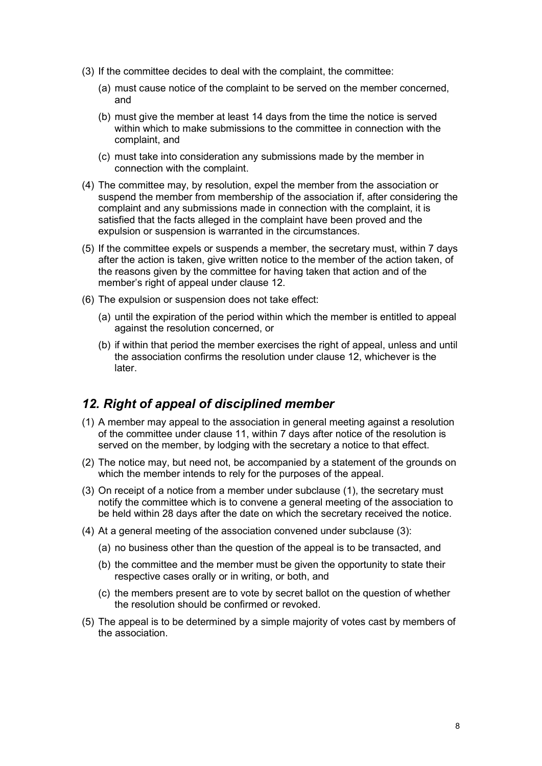(3) If the committee decides to deal with the complaint, the committee:

   (a) must cause notice of the complaint to be served on the member concerned, and

   (b) must give the member at least 14 days from the time the notice is served within which to make submissions to the committee in connection with the complaint, and

   (c) must take into consideration any submissions made by the member in connection with the complaint.

(4) The committee may, by resolution, expel the member from the association or suspend the member from membership of the association if, after considering the complaint and any submissions made in connection with the complaint, it is satisfied that the facts alleged in the complaint have been proved and the expulsion or suspension is warranted in the circumstances.

(5) If the committee expels or suspends a member, the secretary must, within 7 days after the action is taken, give written notice to the member of the action taken, of the reasons given by the committee for having taken that action and of the member's right of appeal under clause 12.

(6) The expulsion or suspension does not take effect:

   (a) until the expiration of the period within which the member is entitled to appeal against the resolution concerned, or

   (b) if within that period the member exercises the right of appeal, unless and until the association confirms the resolution under clause 12, whichever is the later.

## *12. Right of appeal of disciplined member*

(1) A member may appeal to the association in general meeting against a resolution of the committee under clause 11, within 7 days after notice of the resolution is served on the member, by lodging with the secretary a notice to that effect.

(2) The notice may, but need not, be accompanied by a statement of the grounds on which the member intends to rely for the purposes of the appeal.

(3) On receipt of a notice from a member under subclause (1), the secretary must notify the committee which is to convene a general meeting of the association to be held within 28 days after the date on which the secretary received the notice.

(4) At a general meeting of the association convened under subclause (3):

   (a) no business other than the question of the appeal is to be transacted, and

   (b) the committee and the member must be given the opportunity to state their respective cases orally or in writing, or both, and

   (c) the members present are to vote by secret ballot on the question of whether the resolution should be confirmed or revoked.

(5) The appeal is to be determined by a simple majority of votes cast by members of the association.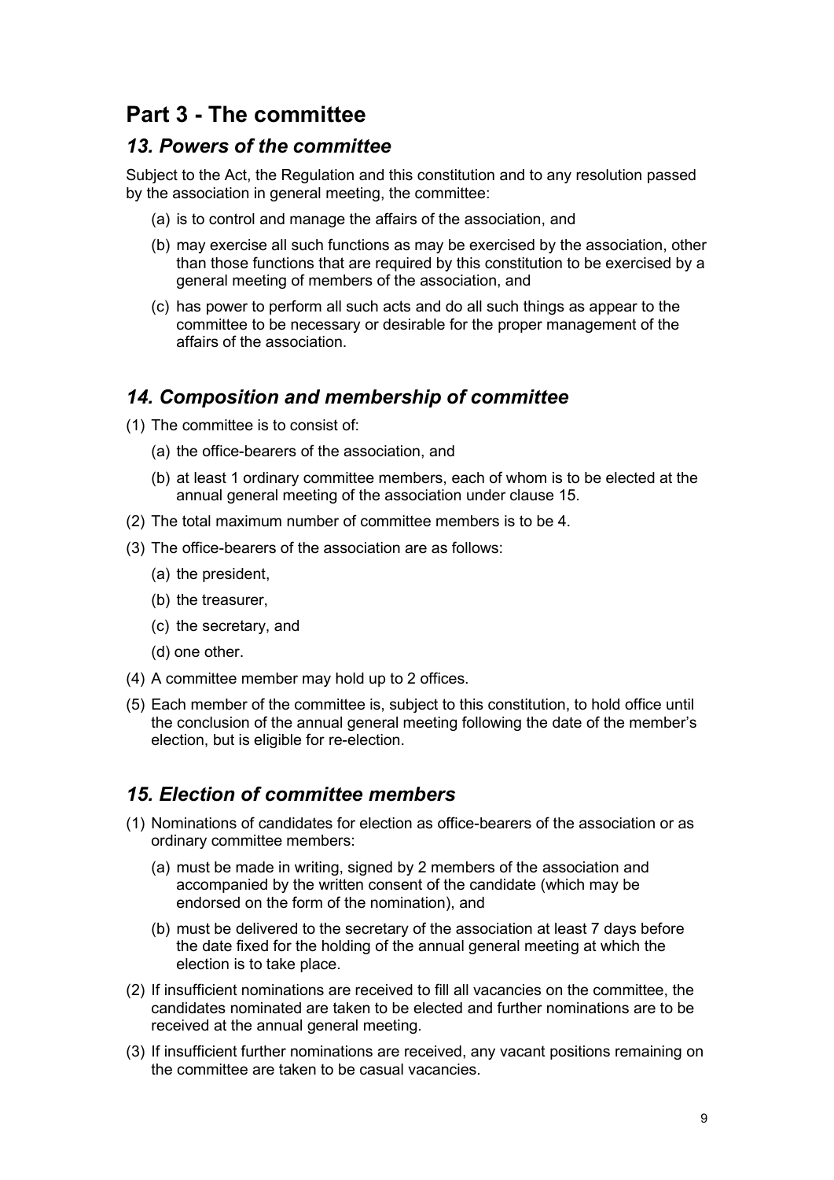# Part 3 - The committee

## *13. Powers of the committee*

Subject to the Act, the Regulation and this constitution and to any resolution passed by the association in general meeting, the committee:

(a) is to control and manage the affairs of the association, and

(b) may exercise all such functions as may be exercised by the association, other than those functions that are required by this constitution to be exercised by a general meeting of members of the association, and

(c) has power to perform all such acts and do all such things as appear to the committee to be necessary or desirable for the proper management of the affairs of the association.

## *14. Composition and membership of committee*

(1) The committee is to consist of:

(a) the office-bearers of the association, and

(b) at least 1 ordinary committee members, each of whom is to be elected at the annual general meeting of the association under clause 15.

(2) The total maximum number of committee members is to be 4.

(3) The office-bearers of the association are as follows:

(a) the president,

(b) the treasurer,

(c) the secretary, and

(d) one other.

(4) A committee member may hold up to 2 offices.

(5) Each member of the committee is, subject to this constitution, to hold office until the conclusion of the annual general meeting following the date of the member's election, but is eligible for re-election.

## *15. Election of committee members*

(1) Nominations of candidates for election as office-bearers of the association or as ordinary committee members:

(a) must be made in writing, signed by 2 members of the association and accompanied by the written consent of the candidate (which may be endorsed on the form of the nomination), and

(b) must be delivered to the secretary of the association at least 7 days before the date fixed for the holding of the annual general meeting at which the election is to take place.

(2) If insufficient nominations are received to fill all vacancies on the committee, the candidates nominated are taken to be elected and further nominations are to be received at the annual general meeting.

(3) If insufficient further nominations are received, any vacant positions remaining on the committee are taken to be casual vacancies.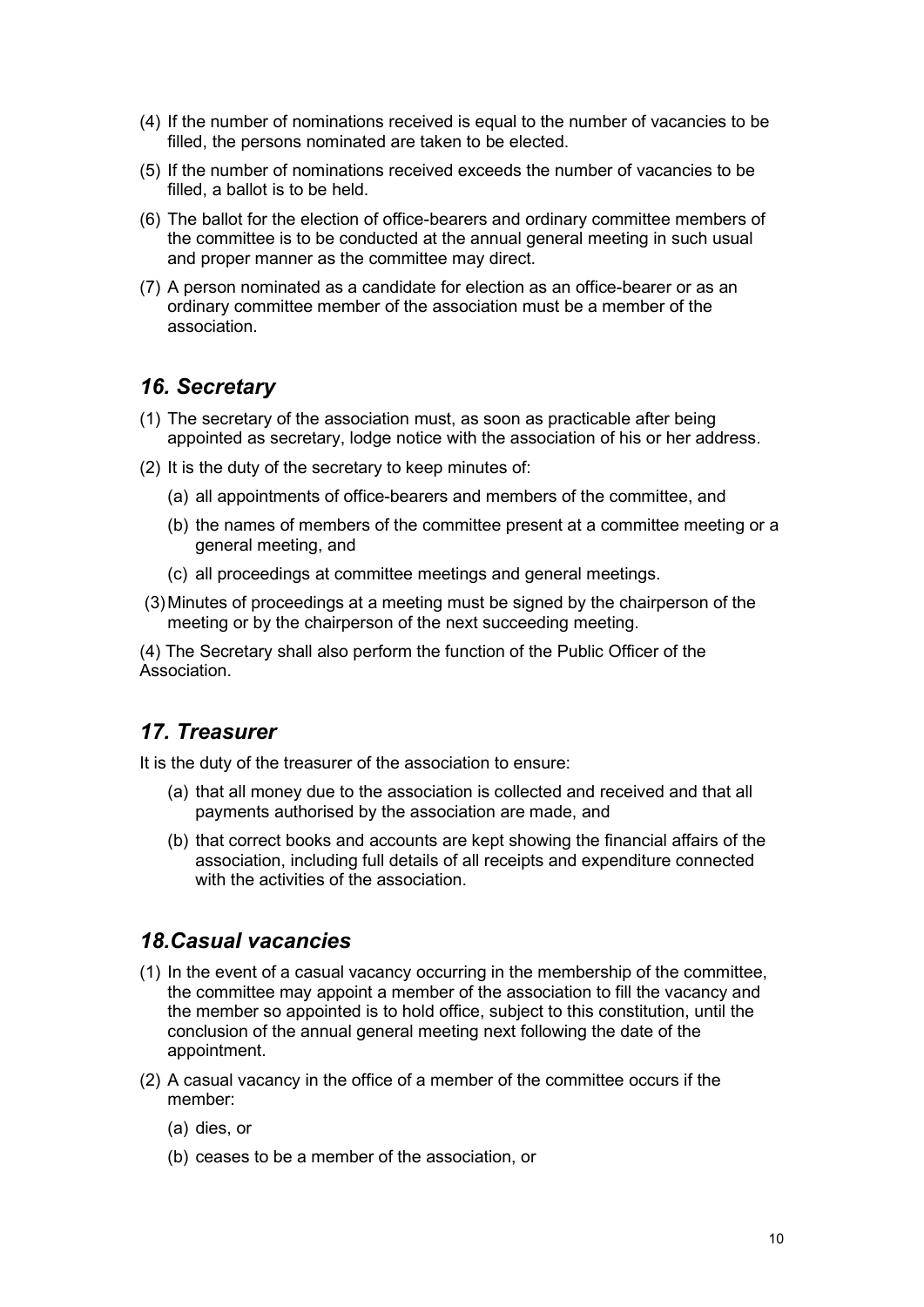(4) If the number of nominations received is equal to the number of vacancies to be filled, the persons nominated are taken to be elected.

(5) If the number of nominations received exceeds the number of vacancies to be filled, a ballot is to be held.

(6) The ballot for the election of office-bearers and ordinary committee members of the committee is to be conducted at the annual general meeting in such usual and proper manner as the committee may direct.

(7) A person nominated as a candidate for election as an office-bearer or as an ordinary committee member of the association must be a member of the association.

## *16. Secretary*

(1) The secretary of the association must, as soon as practicable after being appointed as secretary, lodge notice with the association of his or her address.

(2) It is the duty of the secretary to keep minutes of:

- (a) all appointments of office-bearers and members of the committee, and
- (b) the names of members of the committee present at a committee meeting or a general meeting, and
- (c) all proceedings at committee meetings and general meetings.

(3) Minutes of proceedings at a meeting must be signed by the chairperson of the meeting or by the chairperson of the next succeeding meeting.

(4) The Secretary shall also perform the function of the Public Officer of the Association.

## *17. Treasurer*

It is the duty of the treasurer of the association to ensure:

- (a) that all money due to the association is collected and received and that all payments authorised by the association are made, and
- (b) that correct books and accounts are kept showing the financial affairs of the association, including full details of all receipts and expenditure connected with the activities of the association.

## *18.Casual vacancies*

(1) In the event of a casual vacancy occurring in the membership of the committee, the committee may appoint a member of the association to fill the vacancy and the member so appointed is to hold office, subject to this constitution, until the conclusion of the annual general meeting next following the date of the appointment.

(2) A casual vacancy in the office of a member of the committee occurs if the member:

- (a) dies, or
- (b) ceases to be a member of the association, or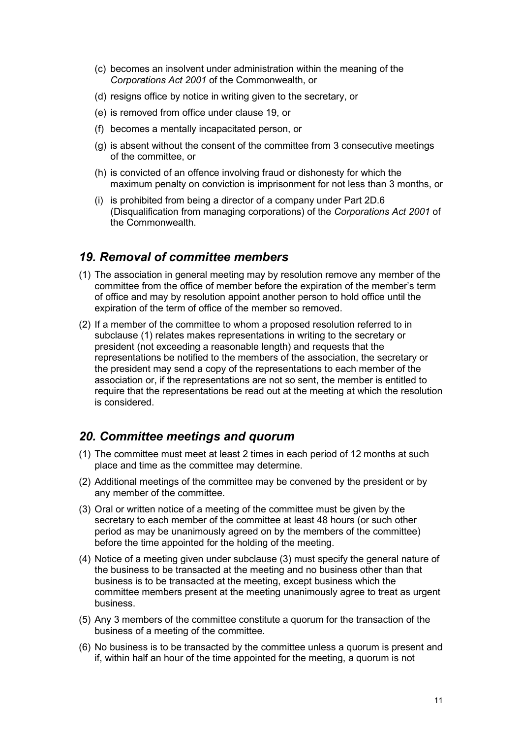(c) becomes an insolvent under administration within the meaning of the *Corporations Act 2001* of the Commonwealth, or

(d) resigns office by notice in writing given to the secretary, or

(e) is removed from office under clause 19, or

(f) becomes a mentally incapacitated person, or

(g) is absent without the consent of the committee from 3 consecutive meetings of the committee, or

(h) is convicted of an offence involving fraud or dishonesty for which the maximum penalty on conviction is imprisonment for not less than 3 months, or

(i) is prohibited from being a director of a company under Part 2D.6 (Disqualification from managing corporations) of the *Corporations Act 2001* of the Commonwealth.

## *19. Removal of committee members*

(1) The association in general meeting may by resolution remove any member of the committee from the office of member before the expiration of the member's term of office and may by resolution appoint another person to hold office until the expiration of the term of office of the member so removed.

(2) If a member of the committee to whom a proposed resolution referred to in subclause (1) relates makes representations in writing to the secretary or president (not exceeding a reasonable length) and requests that the representations be notified to the members of the association, the secretary or the president may send a copy of the representations to each member of the association or, if the representations are not so sent, the member is entitled to require that the representations be read out at the meeting at which the resolution is considered.

## *20. Committee meetings and quorum*

(1) The committee must meet at least 2 times in each period of 12 months at such place and time as the committee may determine.

(2) Additional meetings of the committee may be convened by the president or by any member of the committee.

(3) Oral or written notice of a meeting of the committee must be given by the secretary to each member of the committee at least 48 hours (or such other period as may be unanimously agreed on by the members of the committee) before the time appointed for the holding of the meeting.

(4) Notice of a meeting given under subclause (3) must specify the general nature of the business to be transacted at the meeting and no business other than that business is to be transacted at the meeting, except business which the committee members present at the meeting unanimously agree to treat as urgent business.

(5) Any 3 members of the committee constitute a quorum for the transaction of the business of a meeting of the committee.

(6) No business is to be transacted by the committee unless a quorum is present and if, within half an hour of the time appointed for the meeting, a quorum is not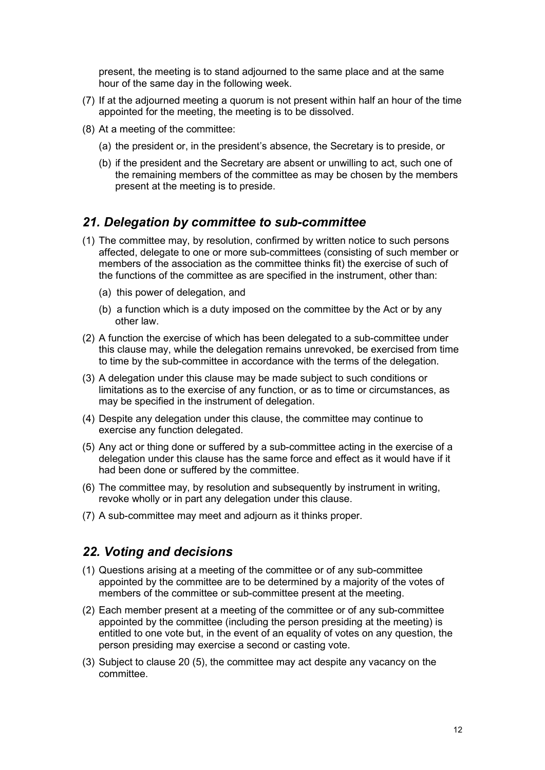present, the meeting is to stand adjourned to the same place and at the same hour of the same day in the following week.

(7) If at the adjourned meeting a quorum is not present within half an hour of the time appointed for the meeting, the meeting is to be dissolved.

(8) At a meeting of the committee:

   (a) the president or, in the president's absence, the Secretary is to preside, or

   (b) if the president and the Secretary are absent or unwilling to act, such one of the remaining members of the committee as may be chosen by the members present at the meeting is to preside.

## *21. Delegation by committee to sub-committee*

(1) The committee may, by resolution, confirmed by written notice to such persons affected, delegate to one or more sub-committees (consisting of such member or members of the association as the committee thinks fit) the exercise of such of the functions of the committee as are specified in the instrument, other than:

   (a) this power of delegation, and

   (b) a function which is a duty imposed on the committee by the Act or by any other law.

(2) A function the exercise of which has been delegated to a sub-committee under this clause may, while the delegation remains unrevoked, be exercised from time to time by the sub-committee in accordance with the terms of the delegation.

(3) A delegation under this clause may be made subject to such conditions or limitations as to the exercise of any function, or as to time or circumstances, as may be specified in the instrument of delegation.

(4) Despite any delegation under this clause, the committee may continue to exercise any function delegated.

(5) Any act or thing done or suffered by a sub-committee acting in the exercise of a delegation under this clause has the same force and effect as it would have if it had been done or suffered by the committee.

(6) The committee may, by resolution and subsequently by instrument in writing, revoke wholly or in part any delegation under this clause.

(7) A sub-committee may meet and adjourn as it thinks proper.

## *22. Voting and decisions*

(1) Questions arising at a meeting of the committee or of any sub-committee appointed by the committee are to be determined by a majority of the votes of members of the committee or sub-committee present at the meeting.

(2) Each member present at a meeting of the committee or of any sub-committee appointed by the committee (including the person presiding at the meeting) is entitled to one vote but, in the event of an equality of votes on any question, the person presiding may exercise a second or casting vote.

(3) Subject to clause 20 (5), the committee may act despite any vacancy on the committee.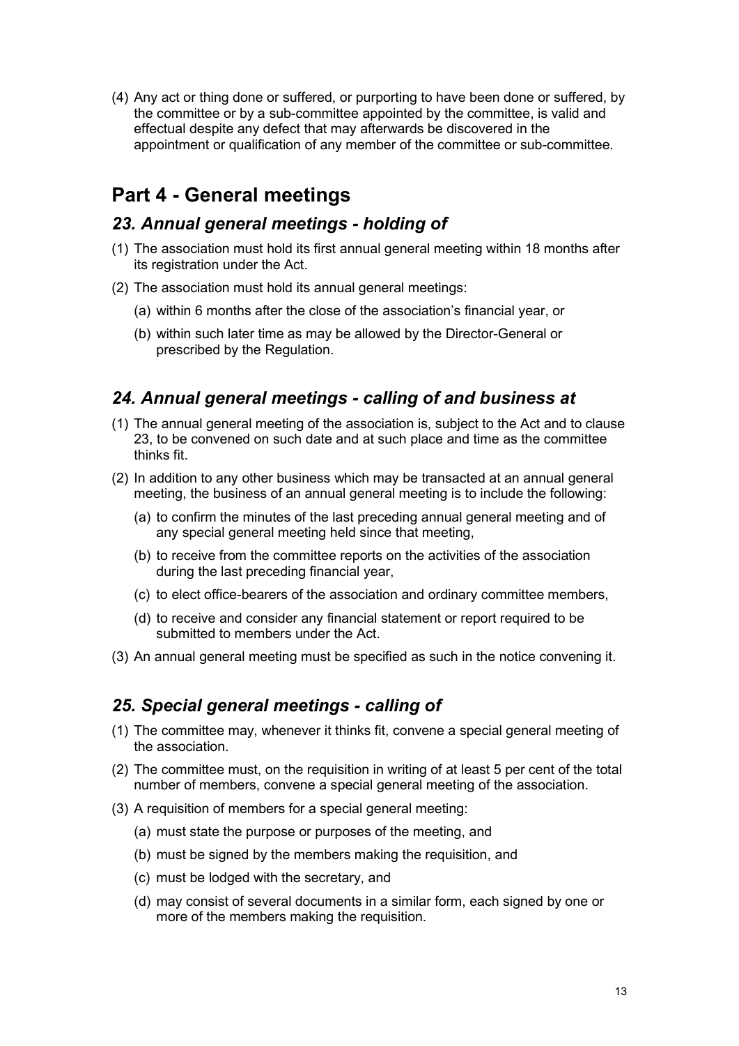(4) Any act or thing done or suffered, or purporting to have been done or suffered, by the committee or by a sub-committee appointed by the committee, is valid and effectual despite any defect that may afterwards be discovered in the appointment or qualification of any member of the committee or sub-committee.

# Part 4 - General meetings

## *23. Annual general meetings - holding of*

(1) The association must hold its first annual general meeting within 18 months after its registration under the Act.

(2) The association must hold its annual general meetings:

   (a) within 6 months after the close of the association's financial year, or

   (b) within such later time as may be allowed by the Director-General or prescribed by the Regulation.

## *24. Annual general meetings - calling of and business at*

(1) The annual general meeting of the association is, subject to the Act and to clause 23, to be convened on such date and at such place and time as the committee thinks fit.

(2) In addition to any other business which may be transacted at an annual general meeting, the business of an annual general meeting is to include the following:

   (a) to confirm the minutes of the last preceding annual general meeting and of any special general meeting held since that meeting,

   (b) to receive from the committee reports on the activities of the association during the last preceding financial year,

   (c) to elect office-bearers of the association and ordinary committee members,

   (d) to receive and consider any financial statement or report required to be submitted to members under the Act.

(3) An annual general meeting must be specified as such in the notice convening it.

## *25. Special general meetings - calling of*

(1) The committee may, whenever it thinks fit, convene a special general meeting of the association.

(2) The committee must, on the requisition in writing of at least 5 per cent of the total number of members, convene a special general meeting of the association.

(3) A requisition of members for a special general meeting:

   (a) must state the purpose or purposes of the meeting, and

   (b) must be signed by the members making the requisition, and

   (c) must be lodged with the secretary, and

   (d) may consist of several documents in a similar form, each signed by one or more of the members making the requisition.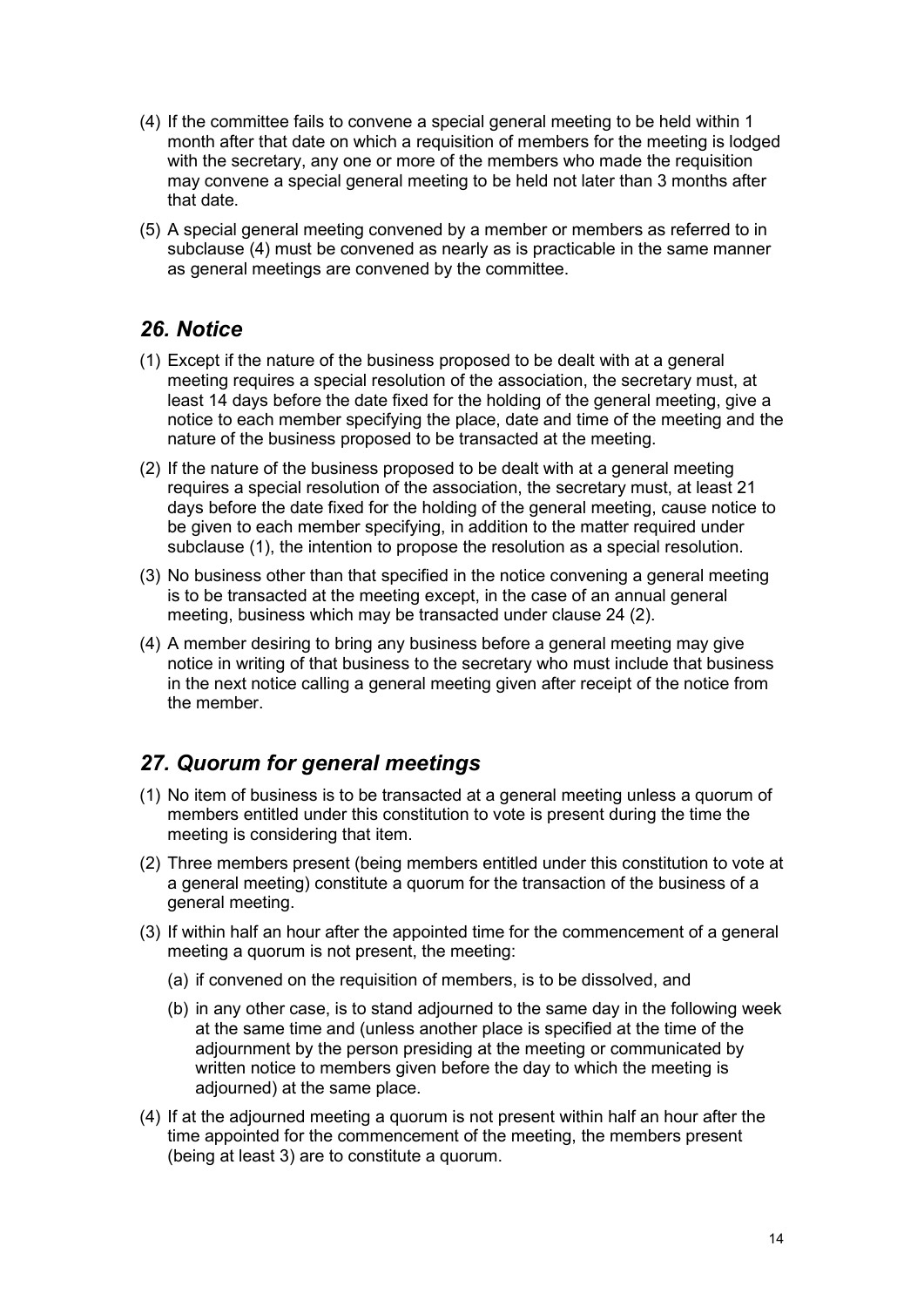(4) If the committee fails to convene a special general meeting to be held within 1 month after that date on which a requisition of members for the meeting is lodged with the secretary, any one or more of the members who made the requisition may convene a special general meeting to be held not later than 3 months after that date.

(5) A special general meeting convened by a member or members as referred to in subclause (4) must be convened as nearly as is practicable in the same manner as general meetings are convened by the committee.

## *26. Notice*

(1) Except if the nature of the business proposed to be dealt with at a general meeting requires a special resolution of the association, the secretary must, at least 14 days before the date fixed for the holding of the general meeting, give a notice to each member specifying the place, date and time of the meeting and the nature of the business proposed to be transacted at the meeting.

(2) If the nature of the business proposed to be dealt with at a general meeting requires a special resolution of the association, the secretary must, at least 21 days before the date fixed for the holding of the general meeting, cause notice to be given to each member specifying, in addition to the matter required under subclause (1), the intention to propose the resolution as a special resolution.

(3) No business other than that specified in the notice convening a general meeting is to be transacted at the meeting except, in the case of an annual general meeting, business which may be transacted under clause 24 (2).

(4) A member desiring to bring any business before a general meeting may give notice in writing of that business to the secretary who must include that business in the next notice calling a general meeting given after receipt of the notice from the member.

## *27. Quorum for general meetings*

(1) No item of business is to be transacted at a general meeting unless a quorum of members entitled under this constitution to vote is present during the time the meeting is considering that item.

(2) Three members present (being members entitled under this constitution to vote at a general meeting) constitute a quorum for the transaction of the business of a general meeting.

(3) If within half an hour after the appointed time for the commencement of a general meeting a quorum is not present, the meeting:

- (a) if convened on the requisition of members, is to be dissolved, and
- (b) in any other case, is to stand adjourned to the same day in the following week at the same time and (unless another place is specified at the time of the adjournment by the person presiding at the meeting or communicated by written notice to members given before the day to which the meeting is adjourned) at the same place.

(4) If at the adjourned meeting a quorum is not present within half an hour after the time appointed for the commencement of the meeting, the members present (being at least 3) are to constitute a quorum.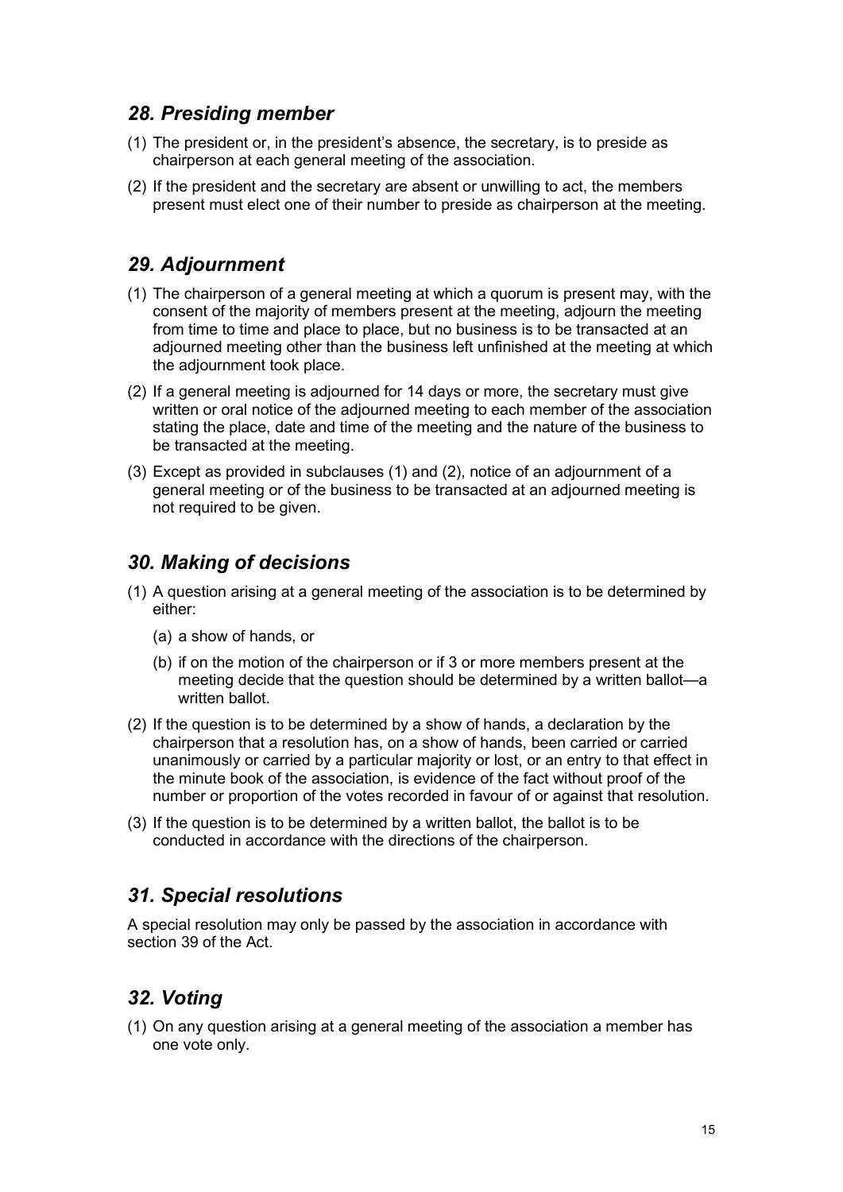## *28. Presiding member*

(1) The president or, in the president's absence, the secretary, is to preside as chairperson at each general meeting of the association.

(2) If the president and the secretary are absent or unwilling to act, the members present must elect one of their number to preside as chairperson at the meeting.

## *29. Adjournment*

(1) The chairperson of a general meeting at which a quorum is present may, with the consent of the majority of members present at the meeting, adjourn the meeting from time to time and place to place, but no business is to be transacted at an adjourned meeting other than the business left unfinished at the meeting at which the adjournment took place.

(2) If a general meeting is adjourned for 14 days or more, the secretary must give written or oral notice of the adjourned meeting to each member of the association stating the place, date and time of the meeting and the nature of the business to be transacted at the meeting.

(3) Except as provided in subclauses (1) and (2), notice of an adjournment of a general meeting or of the business to be transacted at an adjourned meeting is not required to be given.

## *30. Making of decisions*

(1) A question arising at a general meeting of the association is to be determined by either:

   (a) a show of hands, or

   (b) if on the motion of the chairperson or if 3 or more members present at the meeting decide that the question should be determined by a written ballot—a written ballot.

(2) If the question is to be determined by a show of hands, a declaration by the chairperson that a resolution has, on a show of hands, been carried or carried unanimously or carried by a particular majority or lost, or an entry to that effect in the minute book of the association, is evidence of the fact without proof of the number or proportion of the votes recorded in favour of or against that resolution.

(3) If the question is to be determined by a written ballot, the ballot is to be conducted in accordance with the directions of the chairperson.

## *31. Special resolutions*

A special resolution may only be passed by the association in accordance with section 39 of the Act.

## *32. Voting*

(1) On any question arising at a general meeting of the association a member has one vote only.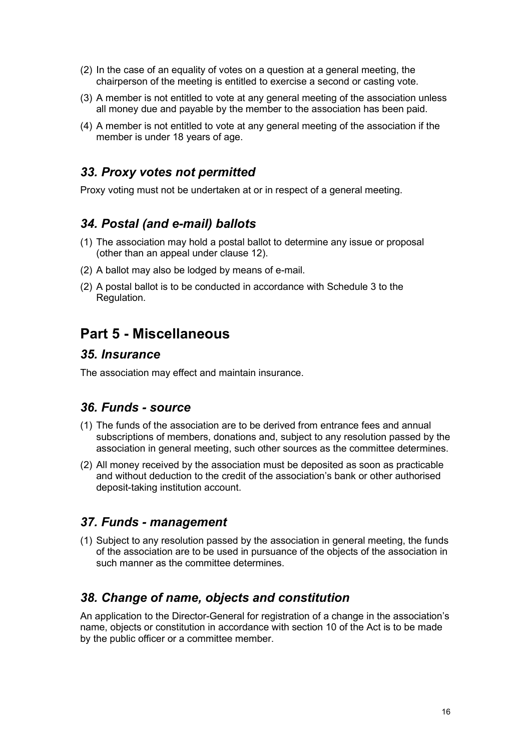(2) In the case of an equality of votes on a question at a general meeting, the chairperson of the meeting is entitled to exercise a second or casting vote.

(3) A member is not entitled to vote at any general meeting of the association unless all money due and payable by the member to the association has been paid.

(4) A member is not entitled to vote at any general meeting of the association if the member is under 18 years of age.

### *33. Proxy votes not permitted*

Proxy voting must not be undertaken at or in respect of a general meeting.

### *34. Postal (and e-mail) ballots*

(1) The association may hold a postal ballot to determine any issue or proposal (other than an appeal under clause 12).

(2) A ballot may also be lodged by means of e-mail.

(2) A postal ballot is to be conducted in accordance with Schedule 3 to the Regulation.

## Part 5 - Miscellaneous

### *35. Insurance*

The association may effect and maintain insurance.

### *36. Funds - source*

(1) The funds of the association are to be derived from entrance fees and annual subscriptions of members, donations and, subject to any resolution passed by the association in general meeting, such other sources as the committee determines.

(2) All money received by the association must be deposited as soon as practicable and without deduction to the credit of the association's bank or other authorised deposit-taking institution account.

### *37. Funds - management*

(1) Subject to any resolution passed by the association in general meeting, the funds of the association are to be used in pursuance of the objects of the association in such manner as the committee determines.

### *38. Change of name, objects and constitution*

An application to the Director-General for registration of a change in the association's name, objects or constitution in accordance with section 10 of the Act is to be made by the public officer or a committee member.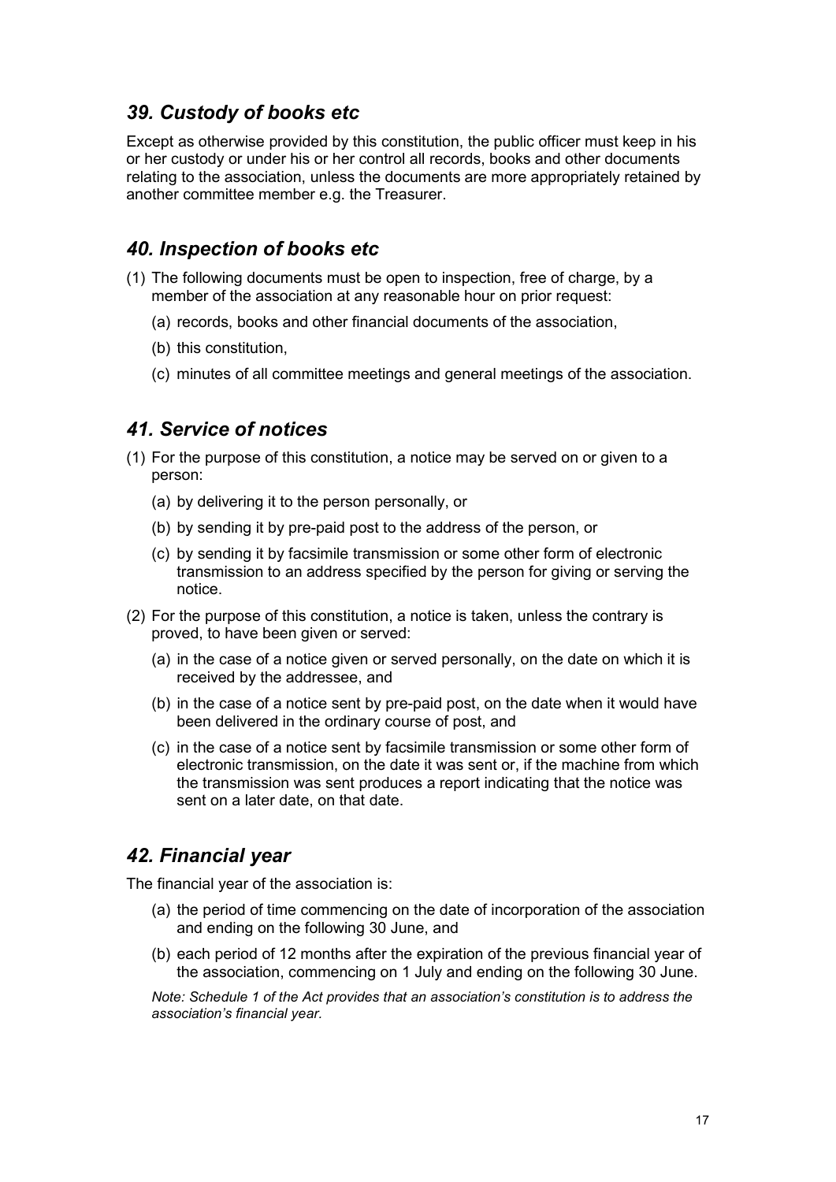### *39. Custody of books etc*

Except as otherwise provided by this constitution, the public officer must keep in his or her custody or under his or her control all records, books and other documents relating to the association, unless the documents are more appropriately retained by another committee member e.g. the Treasurer.

### *40. Inspection of books etc*

(1) The following documents must be open to inspection, free of charge, by a member of the association at any reasonable hour on prior request:

   (a) records, books and other financial documents of the association,

   (b) this constitution,

   (c) minutes of all committee meetings and general meetings of the association.

### *41. Service of notices*

(1) For the purpose of this constitution, a notice may be served on or given to a person:

   (a) by delivering it to the person personally, or

   (b) by sending it by pre-paid post to the address of the person, or

   (c) by sending it by facsimile transmission or some other form of electronic transmission to an address specified by the person for giving or serving the notice.

(2) For the purpose of this constitution, a notice is taken, unless the contrary is proved, to have been given or served:

   (a) in the case of a notice given or served personally, on the date on which it is received by the addressee, and

   (b) in the case of a notice sent by pre-paid post, on the date when it would have been delivered in the ordinary course of post, and

   (c) in the case of a notice sent by facsimile transmission or some other form of electronic transmission, on the date it was sent or, if the machine from which the transmission was sent produces a report indicating that the notice was sent on a later date, on that date.

### *42. Financial year*

The financial year of the association is:

   (a) the period of time commencing on the date of incorporation of the association and ending on the following 30 June, and

   (b) each period of 12 months after the expiration of the previous financial year of the association, commencing on 1 July and ending on the following 30 June.

*Note: Schedule 1 of the Act provides that an association's constitution is to address the association's financial year.*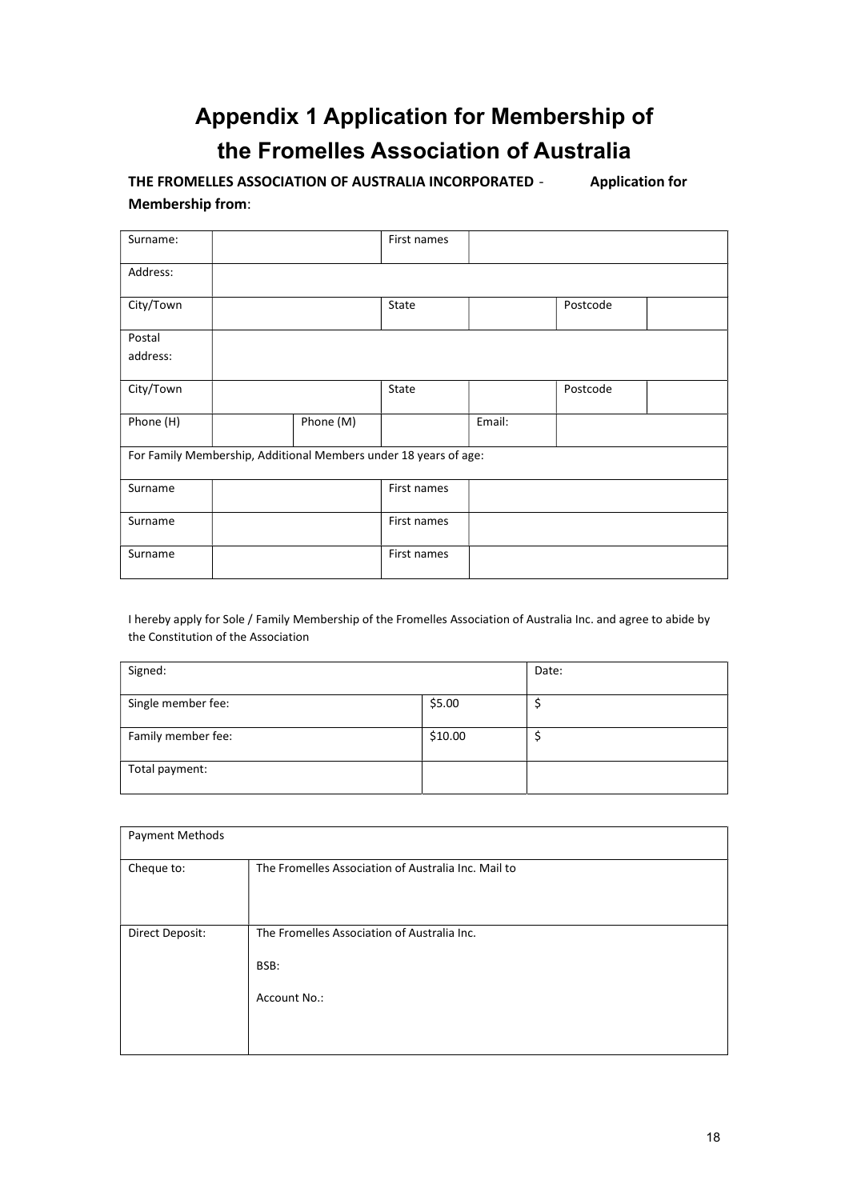# Appendix 1 Application for Membership of the Fromelles Association of Australia

**THE FROMELLES ASSOCIATION OF AUSTRALIA INCORPORATED** - **Application for Membership from**:

| | | | | | |
|---|---|---|---|---|---|
| Surname: | | | First names | | |
| Address: | | | | | |
| City/Town | | | State | Postcode | |
| Postal address: | | | | | |
| City/Town | | | State | Postcode | |
| Phone (H) | | Phone (M) | | Email: | |
| For Family Membership, Additional Members under 18 years of age: | | | | | |
| Surname | | | First names | | |
| Surname | | | First names | | |
| Surname | | | First names | | |

I hereby apply for Sole / Family Membership of the Fromelles Association of Australia Inc. and agree to abide by the Constitution of the Association

| | | |
|---|---|---|
| Signed: | | Date: |
| Single member fee: | $5.00 | $ |
| Family member fee: | $10.00 | $ |
| Total payment: | | |

| | |
|---|---|
| Payment Methods | |
| Cheque to: | The Fromelles Association of Australia Inc. Mail to |
| Direct Deposit: | The Fromelles Association of Australia Inc.<br>BSB:<br>Account No.: |